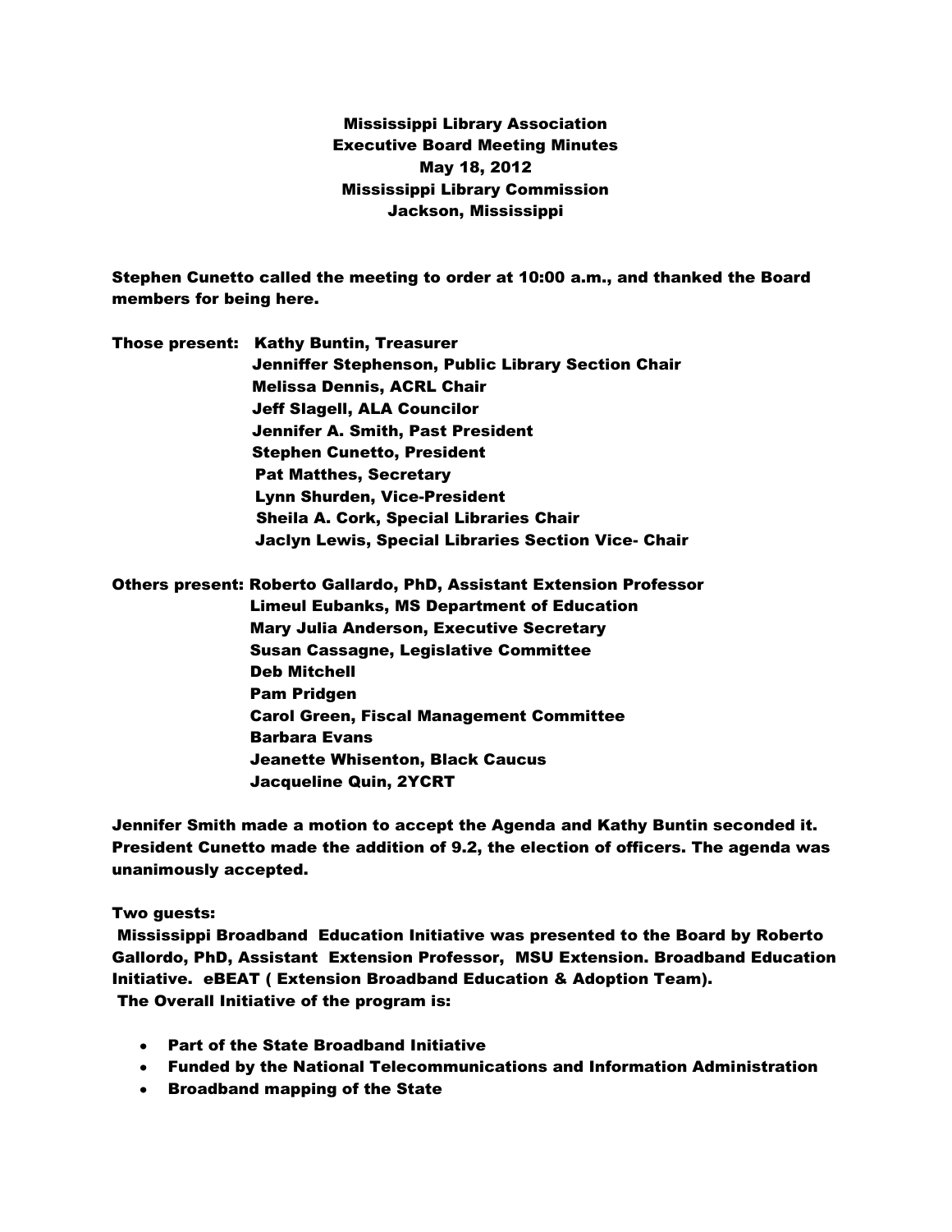**Mississippi Library Association**
**Executive Board Meeting Minutes**
**May 18, 2012**
**Mississippi Library Commission**
**Jackson, Mississippi**

Stephen Cunetto called the meeting to order at 10:00 a.m., and thanked the Board members for being here.

Those present: Kathy Buntin, Treasurer
Jenniffer Stephenson, Public Library Section Chair
Melissa Dennis, ACRL Chair
Jeff Slagell, ALA Councilor
Jennifer A. Smith, Past President
Stephen Cunetto, President
Pat Matthes, Secretary
Lynn Shurden, Vice-President
Sheila A. Cork, Special Libraries Chair
Jaclyn Lewis, Special Libraries Section Vice- Chair

Others present: Roberto Gallardo, PhD, Assistant Extension Professor
Limeul Eubanks, MS Department of Education
Mary Julia Anderson, Executive Secretary
Susan Cassagne, Legislative Committee
Deb Mitchell
Pam Pridgen
Carol Green, Fiscal Management Committee
Barbara Evans
Jeanette Whisenton, Black Caucus
Jacqueline Quin, 2YCRT

Jennifer Smith made a motion to accept the Agenda and Kathy Buntin seconded it. President Cunetto made the addition of 9.2, the election of officers. The agenda was unanimously accepted.

Two guests:
Mississippi Broadband Education Initiative was presented to the Board by Roberto Gallordo, PhD, Assistant Extension Professor, MSU Extension. Broadband Education Initiative. eBEAT ( Extension Broadband Education & Adoption Team).
The Overall Initiative of the program is:

- Part of the State Broadband Initiative
- Funded by the National Telecommunications and Information Administration
- Broadband mapping of the State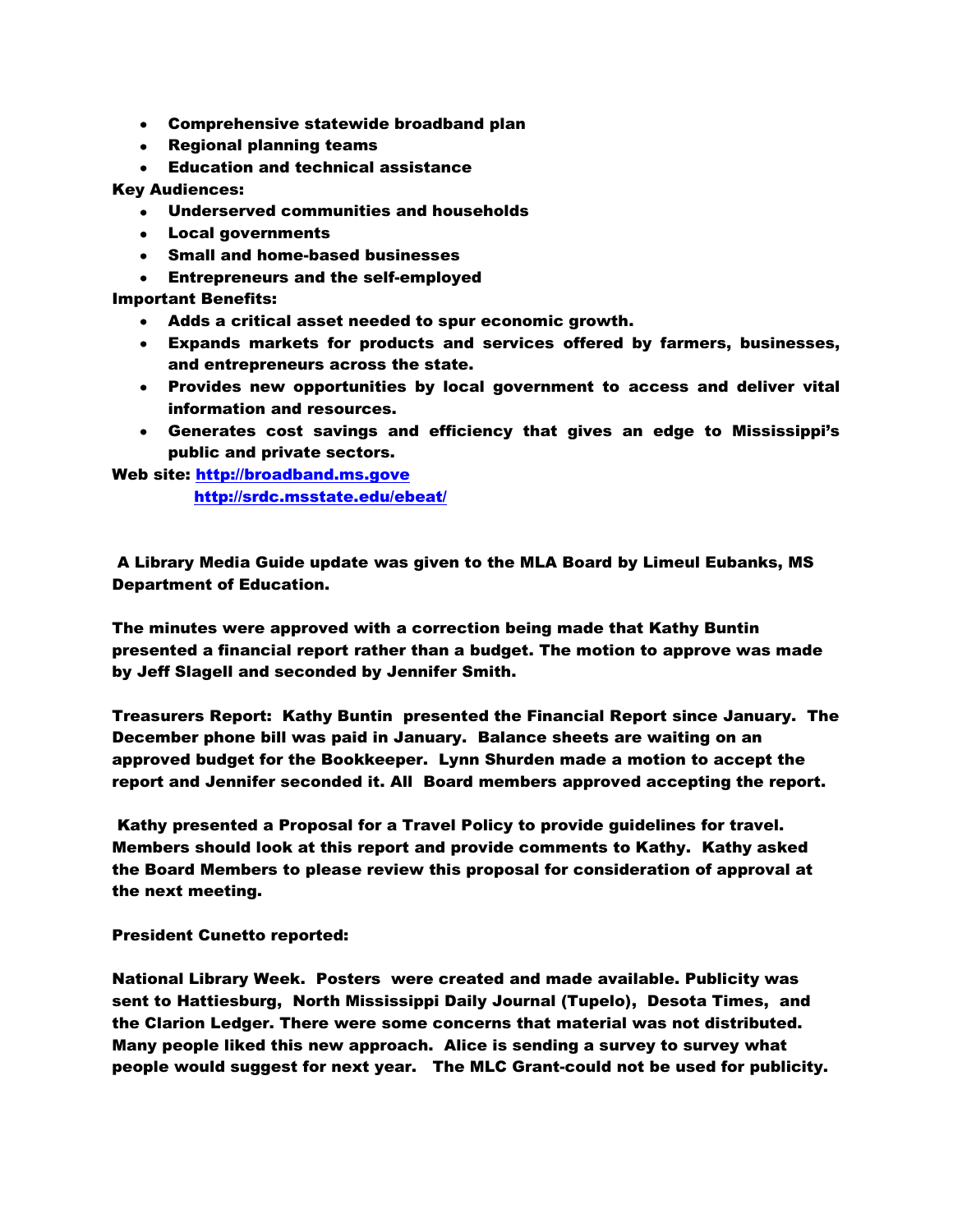- Comprehensive statewide broadband plan
- Regional planning teams
- Education and technical assistance

Key Audiences:

- Underserved communities and households
- Local governments
- Small and home-based businesses
- Entrepreneurs and the self-employed

Important Benefits:

- Adds a critical asset needed to spur economic growth.
- Expands markets for products and services offered by farmers, businesses, and entrepreneurs across the state.
- Provides new opportunities by local government to access and deliver vital information and resources.
- Generates cost savings and efficiency that gives an edge to Mississippi's public and private sectors.

Web site: [http://broadband.ms.gove](http://broadband.ms.gove)
[http://srdc.msstate.edu/ebeat/](http://srdc.msstate.edu/ebeat/)

A Library Media Guide update was given to the MLA Board by Limeul Eubanks, MS Department of Education.

The minutes were approved with a correction being made that Kathy Buntin presented a financial report rather than a budget. The motion to approve was made by Jeff Slagell and seconded by Jennifer Smith.

Treasurers Report: Kathy Buntin presented the Financial Report since January. The December phone bill was paid in January. Balance sheets are waiting on an approved budget for the Bookkeeper. Lynn Shurden made a motion to accept the report and Jennifer seconded it. All Board members approved accepting the report.

Kathy presented a Proposal for a Travel Policy to provide guidelines for travel. Members should look at this report and provide comments to Kathy. Kathy asked the Board Members to please review this proposal for consideration of approval at the next meeting.

President Cunetto reported:

National Library Week. Posters were created and made available. Publicity was sent to Hattiesburg, North Mississippi Daily Journal (Tupelo), Desota Times, and the Clarion Ledger. There were some concerns that material was not distributed. Many people liked this new approach. Alice is sending a survey to survey what people would suggest for next year. The MLC Grant-could not be used for publicity.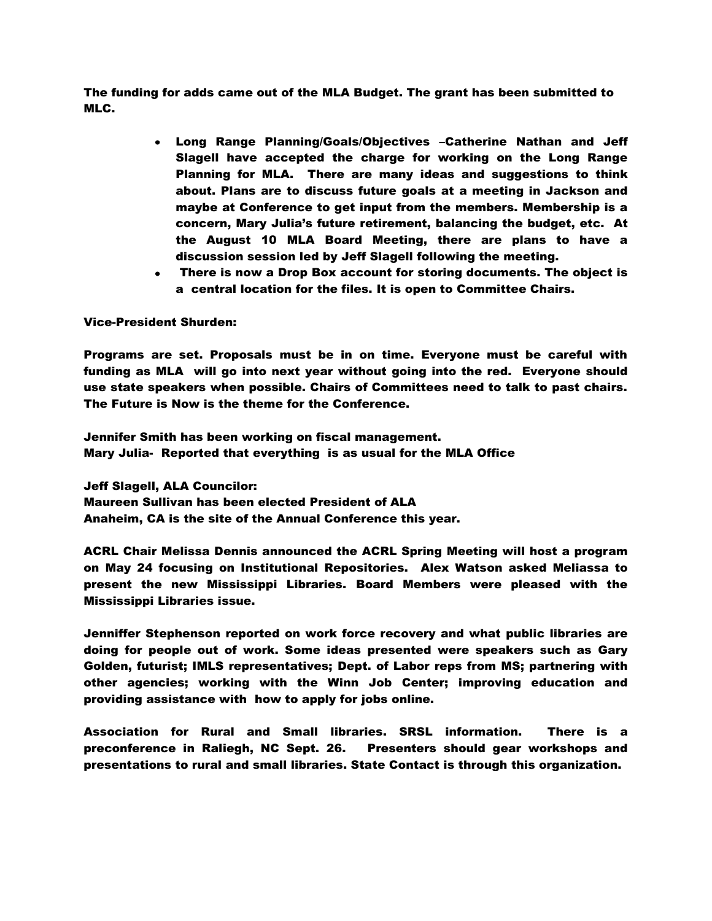The funding for adds came out of the MLA Budget. The grant has been submitted to MLC.

- Long Range Planning/Goals/Objectives –Catherine Nathan and Jeff Slagell have accepted the charge for working on the Long Range Planning for MLA. There are many ideas and suggestions to think about. Plans are to discuss future goals at a meeting in Jackson and maybe at Conference to get input from the members. Membership is a concern, Mary Julia's future retirement, balancing the budget, etc. At the August 10 MLA Board Meeting, there are plans to have a discussion session led by Jeff Slagell following the meeting.
- There is now a Drop Box account for storing documents. The object is a central location for the files. It is open to Committee Chairs.

Vice-President Shurden:

Programs are set. Proposals must be in on time. Everyone must be careful with funding as MLA will go into next year without going into the red. Everyone should use state speakers when possible. Chairs of Committees need to talk to past chairs. The Future is Now is the theme for the Conference.

Jennifer Smith has been working on fiscal management.
Mary Julia- Reported that everything is as usual for the MLA Office

Jeff Slagell, ALA Councilor:
Maureen Sullivan has been elected President of ALA
Anaheim, CA is the site of the Annual Conference this year.

ACRL Chair Melissa Dennis announced the ACRL Spring Meeting will host a program on May 24 focusing on Institutional Repositories. Alex Watson asked Meliassa to present the new Mississippi Libraries. Board Members were pleased with the Mississippi Libraries issue.

Jenniffer Stephenson reported on work force recovery and what public libraries are doing for people out of work. Some ideas presented were speakers such as Gary Golden, futurist; IMLS representatives; Dept. of Labor reps from MS; partnering with other agencies; working with the Winn Job Center; improving education and providing assistance with how to apply for jobs online.

Association for Rural and Small libraries. SRSL information. There is a preconference in Raliegh, NC Sept. 26. Presenters should gear workshops and presentations to rural and small libraries. State Contact is through this organization.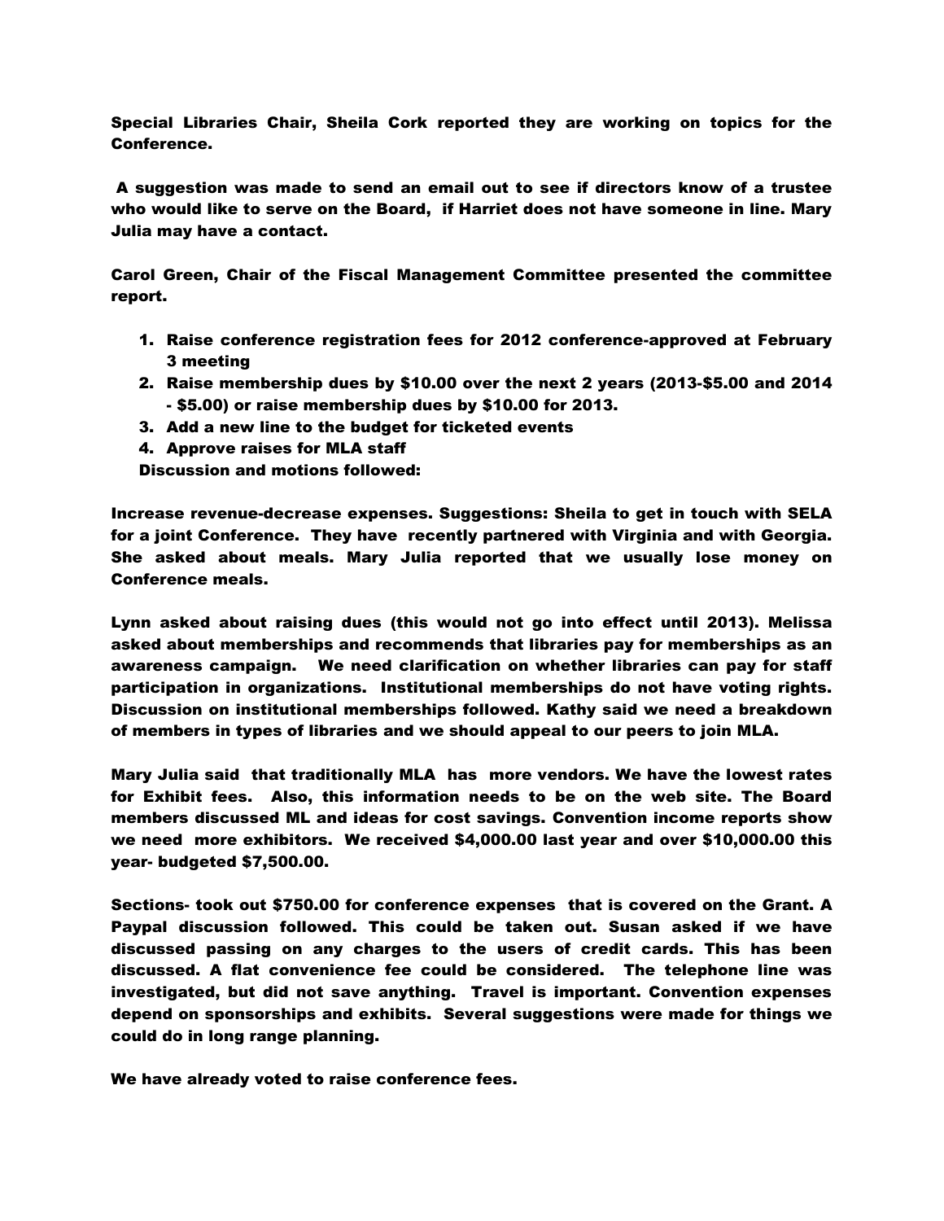Special Libraries Chair, Sheila Cork reported they are working on topics for the Conference.

A suggestion was made to send an email out to see if directors know of a trustee who would like to serve on the Board, if Harriet does not have someone in line. Mary Julia may have a contact.

Carol Green, Chair of the Fiscal Management Committee presented the committee report.

1. Raise conference registration fees for 2012 conference-approved at February 3 meeting
2. Raise membership dues by $10.00 over the next 2 years (2013-$5.00 and 2014 - $5.00) or raise membership dues by $10.00 for 2013.
3. Add a new line to the budget for ticketed events
4. Approve raises for MLA staff

Discussion and motions followed:

Increase revenue-decrease expenses. Suggestions: Sheila to get in touch with SELA for a joint Conference. They have recently partnered with Virginia and with Georgia. She asked about meals. Mary Julia reported that we usually lose money on Conference meals.

Lynn asked about raising dues (this would not go into effect until 2013). Melissa asked about memberships and recommends that libraries pay for memberships as an awareness campaign. We need clarification on whether libraries can pay for staff participation in organizations. Institutional memberships do not have voting rights. Discussion on institutional memberships followed. Kathy said we need a breakdown of members in types of libraries and we should appeal to our peers to join MLA.

Mary Julia said that traditionally MLA has more vendors. We have the lowest rates for Exhibit fees. Also, this information needs to be on the web site. The Board members discussed ML and ideas for cost savings. Convention income reports show we need more exhibitors. We received $4,000.00 last year and over $10,000.00 this year- budgeted $7,500.00.

Sections- took out $750.00 for conference expenses that is covered on the Grant. A Paypal discussion followed. This could be taken out. Susan asked if we have discussed passing on any charges to the users of credit cards. This has been discussed. A flat convenience fee could be considered. The telephone line was investigated, but did not save anything. Travel is important. Convention expenses depend on sponsorships and exhibits. Several suggestions were made for things we could do in long range planning.

We have already voted to raise conference fees.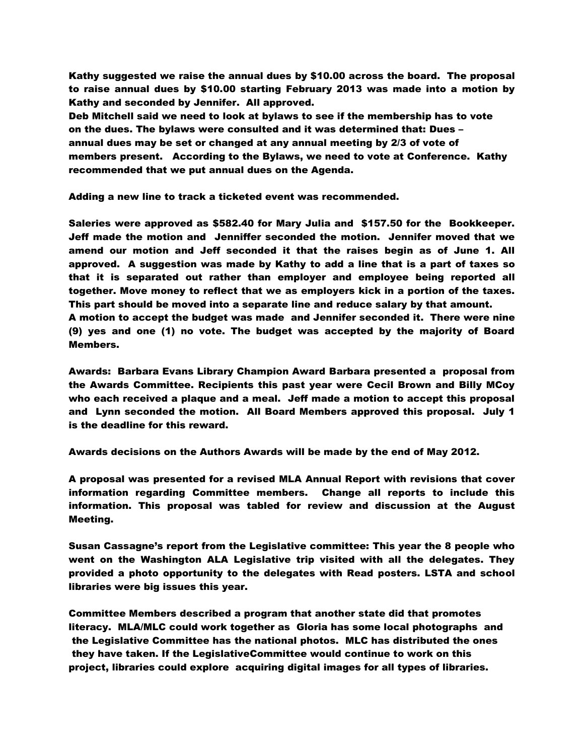Kathy suggested we raise the annual dues by $10.00 across the board. The proposal to raise annual dues by $10.00 starting February 2013 was made into a motion by Kathy and seconded by Jennifer. All approved.
Deb Mitchell said we need to look at bylaws to see if the membership has to vote on the dues. The bylaws were consulted and it was determined that: Dues – annual dues may be set or changed at any annual meeting by 2/3 of vote of members present. According to the Bylaws, we need to vote at Conference. Kathy recommended that we put annual dues on the Agenda.

Adding a new line to track a ticketed event was recommended.

Saleries were approved as $582.40 for Mary Julia and $157.50 for the Bookkeeper. Jeff made the motion and Jenniffer seconded the motion. Jennifer moved that we amend our motion and Jeff seconded it that the raises begin as of June 1. All approved. A suggestion was made by Kathy to add a line that is a part of taxes so that it is separated out rather than employer and employee being reported all together. Move money to reflect that we as employers kick in a portion of the taxes. This part should be moved into a separate line and reduce salary by that amount.
A motion to accept the budget was made and Jennifer seconded it. There were nine (9) yes and one (1) no vote. The budget was accepted by the majority of Board Members.

Awards: Barbara Evans Library Champion Award Barbara presented a proposal from the Awards Committee. Recipients this past year were Cecil Brown and Billy MCoy who each received a plaque and a meal. Jeff made a motion to accept this proposal and Lynn seconded the motion. All Board Members approved this proposal. July 1 is the deadline for this reward.

Awards decisions on the Authors Awards will be made by the end of May 2012.

A proposal was presented for a revised MLA Annual Report with revisions that cover information regarding Committee members. Change all reports to include this information. This proposal was tabled for review and discussion at the August Meeting.

Susan Cassagne's report from the Legislative committee: This year the 8 people who went on the Washington ALA Legislative trip visited with all the delegates. They provided a photo opportunity to the delegates with Read posters. LSTA and school libraries were big issues this year.

Committee Members described a program that another state did that promotes literacy. MLA/MLC could work together as Gloria has some local photographs and the Legislative Committee has the national photos. MLC has distributed the ones they have taken. If the LegislativeCommittee would continue to work on this project, libraries could explore acquiring digital images for all types of libraries.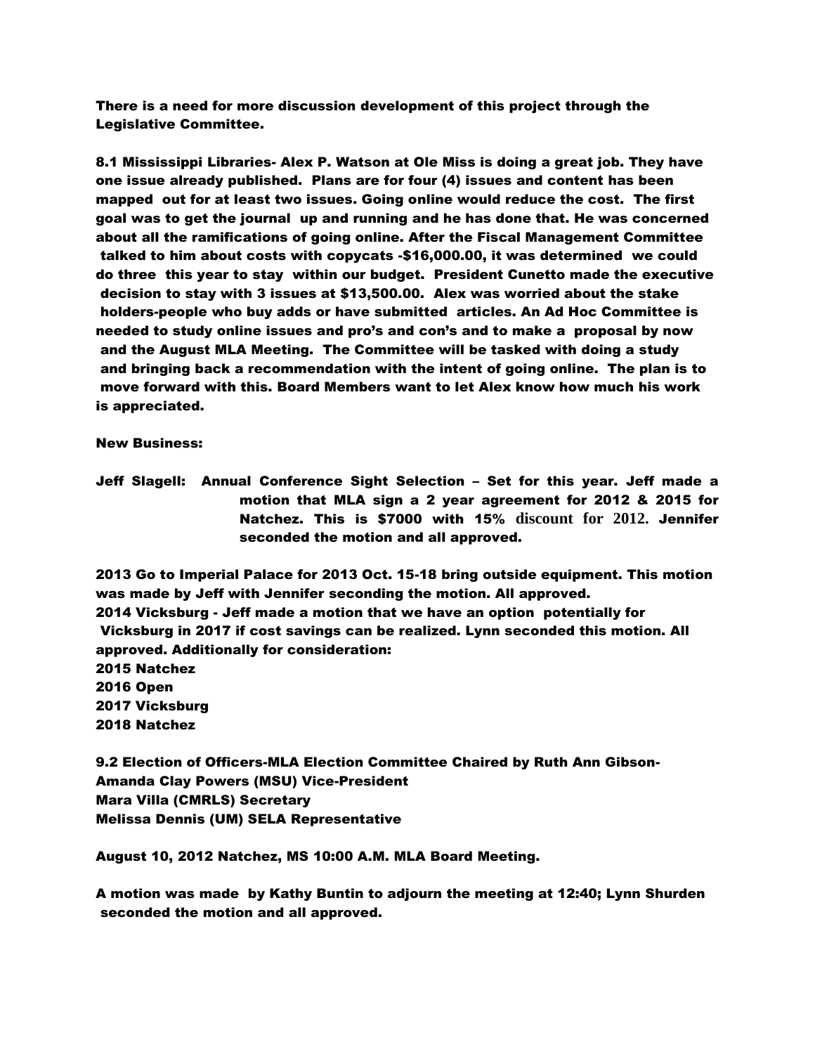There is a need for more discussion development of this project through the Legislative Committee.

8.1 Mississippi Libraries- Alex P. Watson at Ole Miss is doing a great job. They have one issue already published. Plans are for four (4) issues and content has been mapped out for at least two issues. Going online would reduce the cost. The first goal was to get the journal up and running and he has done that. He was concerned about all the ramifications of going online. After the Fiscal Management Committee talked to him about costs with copycats -$16,000.00, it was determined we could do three this year to stay within our budget. President Cunetto made the executive decision to stay with 3 issues at $13,500.00. Alex was worried about the stake holders-people who buy adds or have submitted articles. An Ad Hoc Committee is needed to study online issues and pro's and con's and to make a proposal by now and the August MLA Meeting. The Committee will be tasked with doing a study and bringing back a recommendation with the intent of going online. The plan is to move forward with this. Board Members want to let Alex know how much his work is appreciated.

New Business:

Jeff Slagell: Annual Conference Sight Selection – Set for this year. Jeff made a motion that MLA sign a 2 year agreement for 2012 & 2015 for Natchez. This is $7000 with 15% discount for 2012. Jennifer seconded the motion and all approved.

2013 Go to Imperial Palace for 2013 Oct. 15-18 bring outside equipment. This motion was made by Jeff with Jennifer seconding the motion. All approved.
2014 Vicksburg - Jeff made a motion that we have an option potentially for Vicksburg in 2017 if cost savings can be realized. Lynn seconded this motion. All approved. Additionally for consideration:
2015 Natchez
2016 Open
2017 Vicksburg
2018 Natchez

9.2 Election of Officers-MLA Election Committee Chaired by Ruth Ann Gibson-
Amanda Clay Powers (MSU) Vice-President
Mara Villa (CMRLS) Secretary
Melissa Dennis (UM) SELA Representative

August 10, 2012 Natchez, MS 10:00 A.M. MLA Board Meeting.

A motion was made by Kathy Buntin to adjourn the meeting at 12:40; Lynn Shurden seconded the motion and all approved.